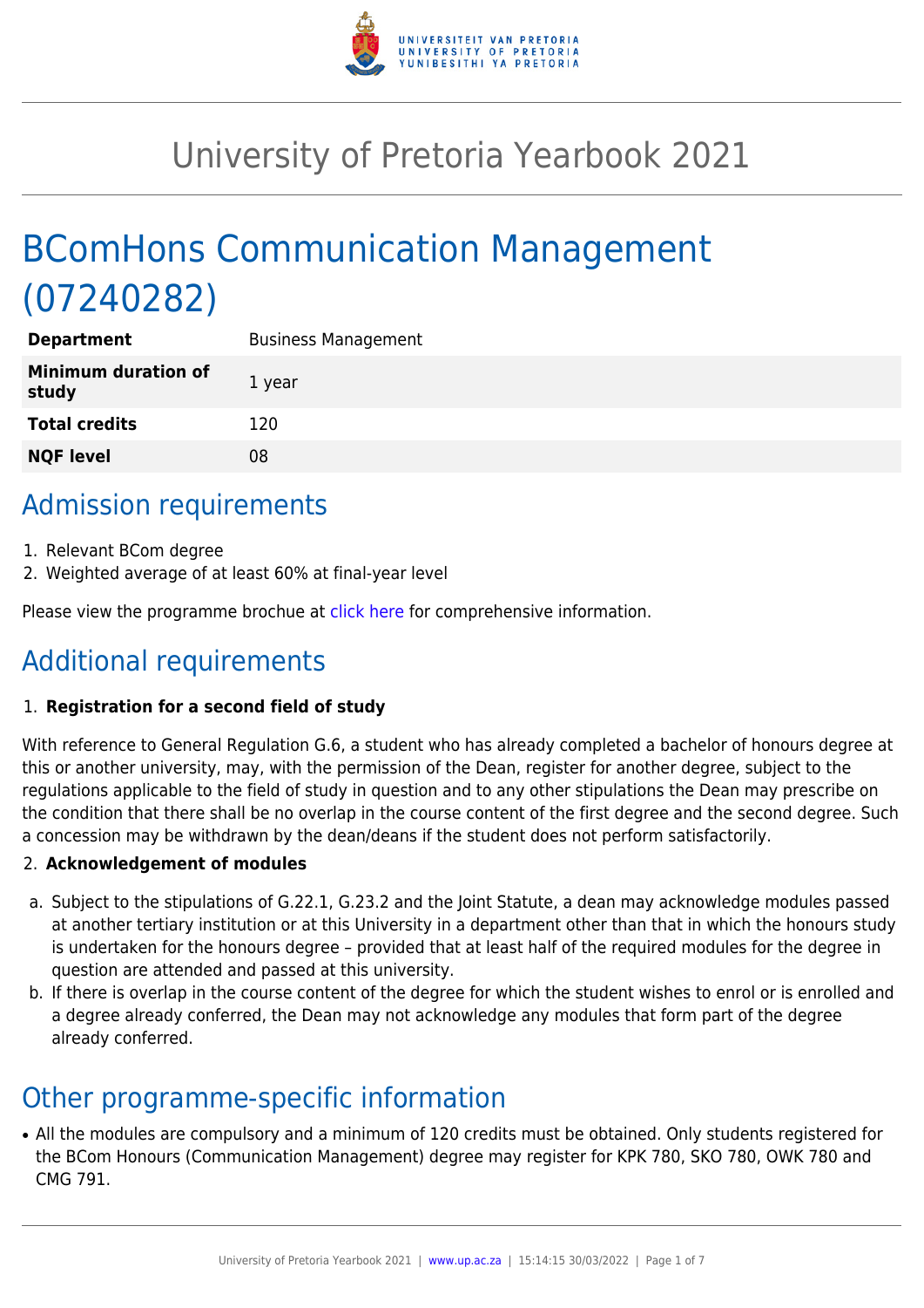# University of Pretoria Yearbook 2021

# BComHons Communication Management (07240282)

| | |
|---|---|
| **Department** | Business Management |
| **Minimum duration of study** | 1 year |
| **Total credits** | 120 |
| **NQF level** | 08 |

## Admission requirements

1. Relevant BCom degree
2. Weighted average of at least 60% at final-year level

Please view the programme brochue at click here for comprehensive information.

## Additional requirements

1. **Registration for a second field of study**

With reference to General Regulation G.6, a student who has already completed a bachelor of honours degree at this or another university, may, with the permission of the Dean, register for another degree, subject to the regulations applicable to the field of study in question and to any other stipulations the Dean may prescribe on the condition that there shall be no overlap in the course content of the first degree and the second degree. Such a concession may be withdrawn by the dean/deans if the student does not perform satisfactorily.

2. **Acknowledgement of modules**

a. Subject to the stipulations of G.22.1, G.23.2 and the Joint Statute, a dean may acknowledge modules passed at another tertiary institution or at this University in a department other than that in which the honours study is undertaken for the honours degree – provided that at least half of the required modules for the degree in question are attended and passed at this university.

b. If there is overlap in the course content of the degree for which the student wishes to enrol or is enrolled and a degree already conferred, the Dean may not acknowledge any modules that form part of the degree already conferred.

## Other programme-specific information

- All the modules are compulsory and a minimum of 120 credits must be obtained. Only students registered for the BCom Honours (Communication Management) degree may register for KPK 780, SKO 780, OWK 780 and CMG 791.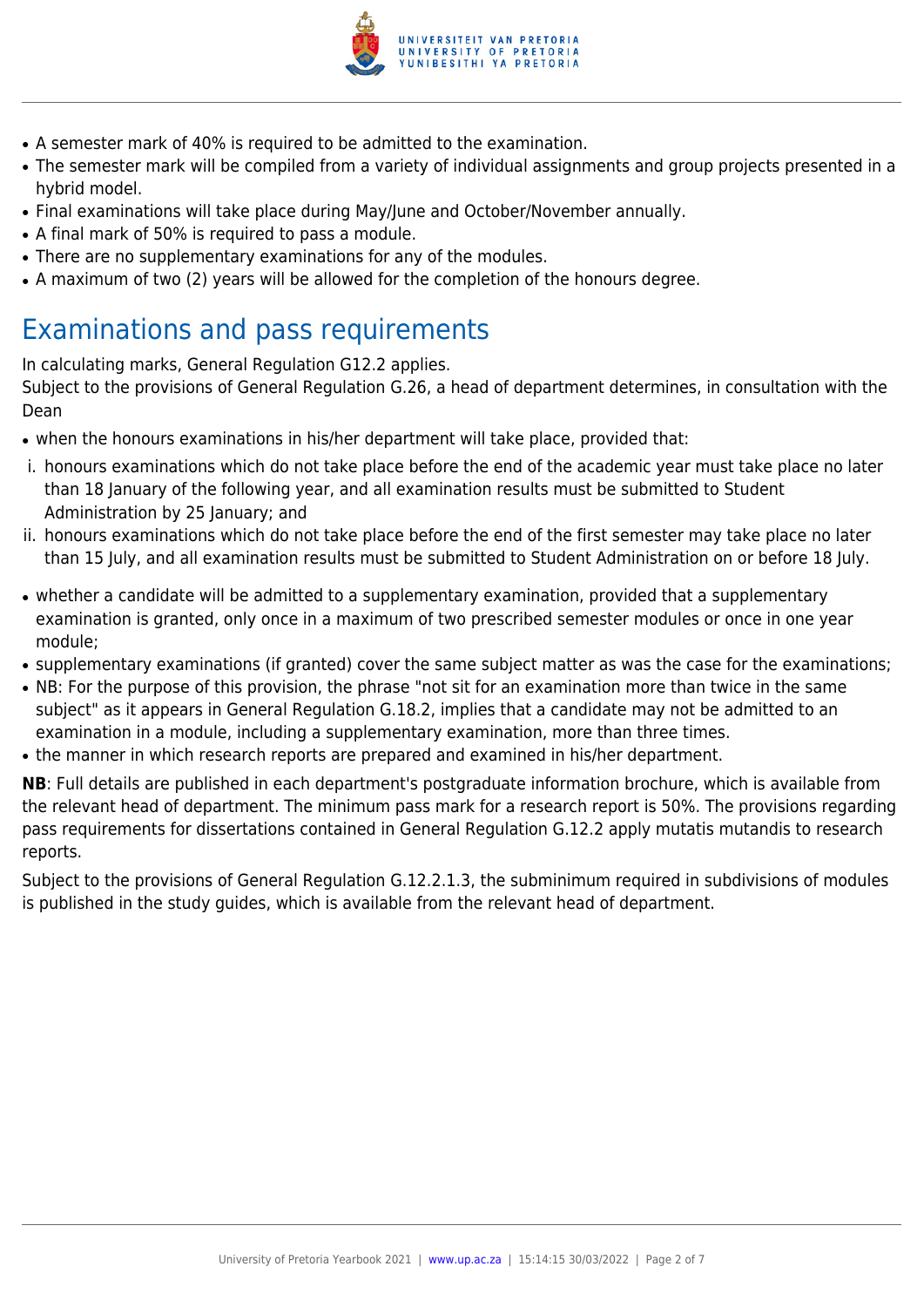- A semester mark of 40% is required to be admitted to the examination.
- The semester mark will be compiled from a variety of individual assignments and group projects presented in a hybrid model.
- Final examinations will take place during May/June and October/November annually.
- A final mark of 50% is required to pass a module.
- There are no supplementary examinations for any of the modules.
- A maximum of two (2) years will be allowed for the completion of the honours degree.

## Examinations and pass requirements

In calculating marks, General Regulation G12.2 applies.
Subject to the provisions of General Regulation G.26, a head of department determines, in consultation with the Dean

- when the honours examinations in his/her department will take place, provided that:

i. honours examinations which do not take place before the end of the academic year must take place no later than 18 January of the following year, and all examination results must be submitted to Student Administration by 25 January; and
ii. honours examinations which do not take place before the end of the first semester may take place no later than 15 July, and all examination results must be submitted to Student Administration on or before 18 July.

- whether a candidate will be admitted to a supplementary examination, provided that a supplementary examination is granted, only once in a maximum of two prescribed semester modules or once in one year module;
- supplementary examinations (if granted) cover the same subject matter as was the case for the examinations;
- NB: For the purpose of this provision, the phrase "not sit for an examination more than twice in the same subject" as it appears in General Regulation G.18.2, implies that a candidate may not be admitted to an examination in a module, including a supplementary examination, more than three times.
- the manner in which research reports are prepared and examined in his/her department.

**NB**: Full details are published in each department's postgraduate information brochure, which is available from the relevant head of department. The minimum pass mark for a research report is 50%. The provisions regarding pass requirements for dissertations contained in General Regulation G.12.2 apply mutatis mutandis to research reports.

Subject to the provisions of General Regulation G.12.2.1.3, the subminimum required in subdivisions of modules is published in the study guides, which is available from the relevant head of department.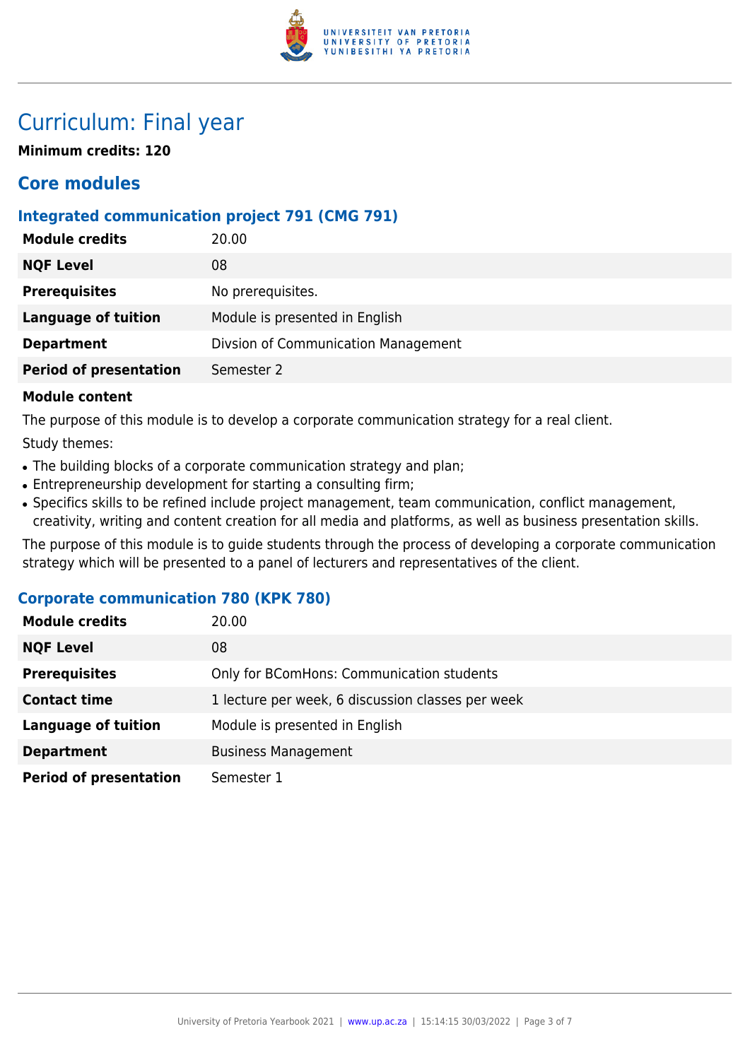# Curriculum: Final year

**Minimum credits: 120**

## Core modules

### Integrated communication project 791 (CMG 791)

| | |
|---|---|
| **Module credits** | 20.00 |
| **NQF Level** | 08 |
| **Prerequisites** | No prerequisites. |
| **Language of tuition** | Module is presented in English |
| **Department** | Divsion of Communication Management |
| **Period of presentation** | Semester 2 |

**Module content**

The purpose of this module is to develop a corporate communication strategy for a real client.

Study themes:

- The building blocks of a corporate communication strategy and plan;
- Entrepreneurship development for starting a consulting firm;
- Specifics skills to be refined include project management, team communication, conflict management, creativity, writing and content creation for all media and platforms, as well as business presentation skills.

The purpose of this module is to guide students through the process of developing a corporate communication strategy which will be presented to a panel of lecturers and representatives of the client.

### Corporate communication 780 (KPK 780)

| | |
|---|---|
| **Module credits** | 20.00 |
| **NQF Level** | 08 |
| **Prerequisites** | Only for BComHons: Communication students |
| **Contact time** | 1 lecture per week, 6 discussion classes per week |
| **Language of tuition** | Module is presented in English |
| **Department** | Business Management |
| **Period of presentation** | Semester 1 |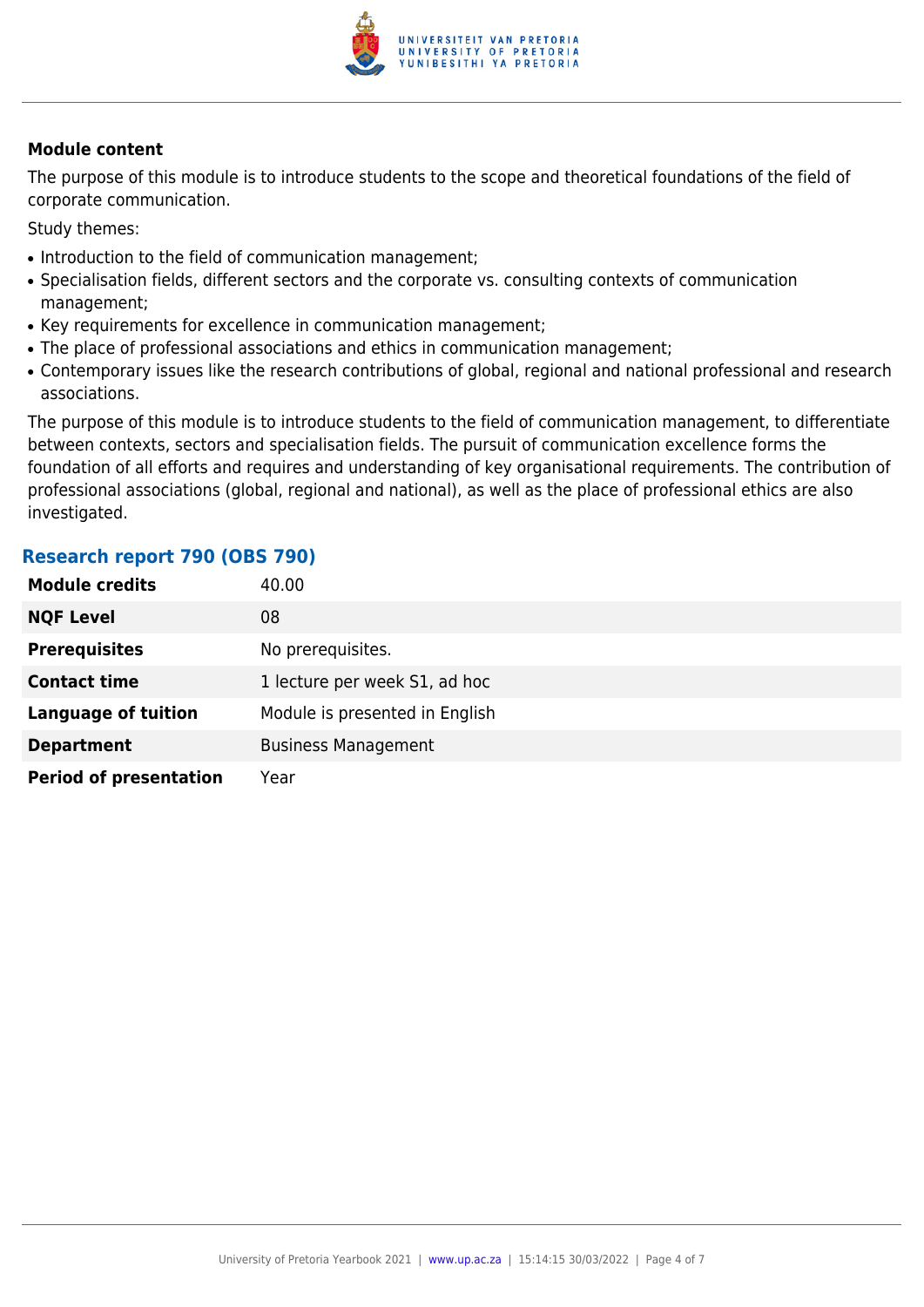**Module content**

The purpose of this module is to introduce students to the scope and theoretical foundations of the field of corporate communication.

Study themes:

- Introduction to the field of communication management;
- Specialisation fields, different sectors and the corporate vs. consulting contexts of communication management;
- Key requirements for excellence in communication management;
- The place of professional associations and ethics in communication management;
- Contemporary issues like the research contributions of global, regional and national professional and research associations.

The purpose of this module is to introduce students to the field of communication management, to differentiate between contexts, sectors and specialisation fields. The pursuit of communication excellence forms the foundation of all efforts and requires and understanding of key organisational requirements. The contribution of professional associations (global, regional and national), as well as the place of professional ethics are also investigated.

### Research report 790 (OBS 790)

| | |
|---|---|
| **Module credits** | 40.00 |
| **NQF Level** | 08 |
| **Prerequisites** | No prerequisites. |
| **Contact time** | 1 lecture per week S1, ad hoc |
| **Language of tuition** | Module is presented in English |
| **Department** | Business Management |
| **Period of presentation** | Year |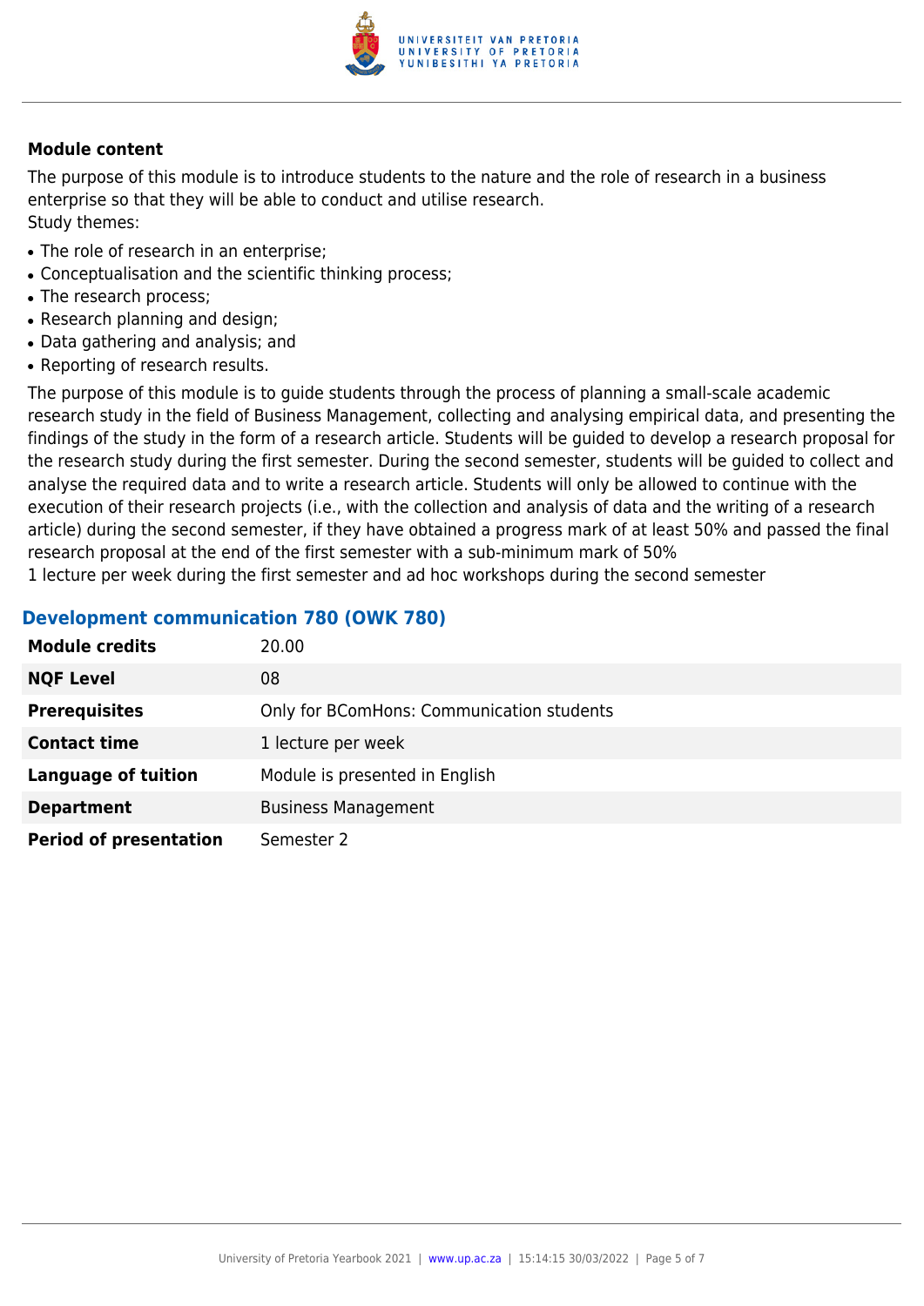**Module content**

The purpose of this module is to introduce students to the nature and the role of research in a business enterprise so that they will be able to conduct and utilise research.
Study themes:

- The role of research in an enterprise;
- Conceptualisation and the scientific thinking process;
- The research process;
- Research planning and design;
- Data gathering and analysis; and
- Reporting of research results.

The purpose of this module is to guide students through the process of planning a small-scale academic research study in the field of Business Management, collecting and analysing empirical data, and presenting the findings of the study in the form of a research article. Students will be guided to develop a research proposal for the research study during the first semester. During the second semester, students will be guided to collect and analyse the required data and to write a research article. Students will only be allowed to continue with the execution of their research projects (i.e., with the collection and analysis of data and the writing of a research article) during the second semester, if they have obtained a progress mark of at least 50% and passed the final research proposal at the end of the first semester with a sub-minimum mark of 50%
1 lecture per week during the first semester and ad hoc workshops during the second semester

### Development communication 780 (OWK 780)

| | |
|---|---|
| **Module credits** | 20.00 |
| **NQF Level** | 08 |
| **Prerequisites** | Only for BComHons: Communication students |
| **Contact time** | 1 lecture per week |
| **Language of tuition** | Module is presented in English |
| **Department** | Business Management |
| **Period of presentation** | Semester 2 |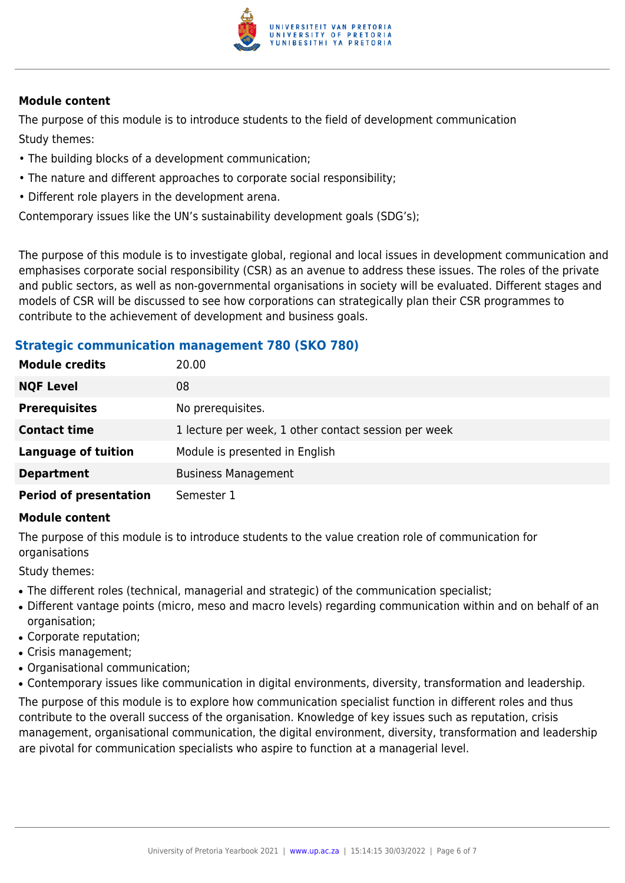#### Module content

The purpose of this module is to introduce students to the field of development communication

Study themes:

- The building blocks of a development communication;
- The nature and different approaches to corporate social responsibility;
- Different role players in the development arena.

Contemporary issues like the UN's sustainability development goals (SDG's);

The purpose of this module is to investigate global, regional and local issues in development communication and emphasises corporate social responsibility (CSR) as an avenue to address these issues. The roles of the private and public sectors, as well as non-governmental organisations in society will be evaluated. Different stages and models of CSR will be discussed to see how corporations can strategically plan their CSR programmes to contribute to the achievement of development and business goals.

### Strategic communication management 780 (SKO 780)

| | |
|---|---|
| **Module credits** | 20.00 |
| **NQF Level** | 08 |
| **Prerequisites** | No prerequisites. |
| **Contact time** | 1 lecture per week, 1 other contact session per week |
| **Language of tuition** | Module is presented in English |
| **Department** | Business Management |
| **Period of presentation** | Semester 1 |

#### Module content

The purpose of this module is to introduce students to the value creation role of communication for organisations

Study themes:

- The different roles (technical, managerial and strategic) of the communication specialist;
- Different vantage points (micro, meso and macro levels) regarding communication within and on behalf of an organisation;
- Corporate reputation;
- Crisis management;
- Organisational communication;
- Contemporary issues like communication in digital environments, diversity, transformation and leadership.

The purpose of this module is to explore how communication specialist function in different roles and thus contribute to the overall success of the organisation. Knowledge of key issues such as reputation, crisis management, organisational communication, the digital environment, diversity, transformation and leadership are pivotal for communication specialists who aspire to function at a managerial level.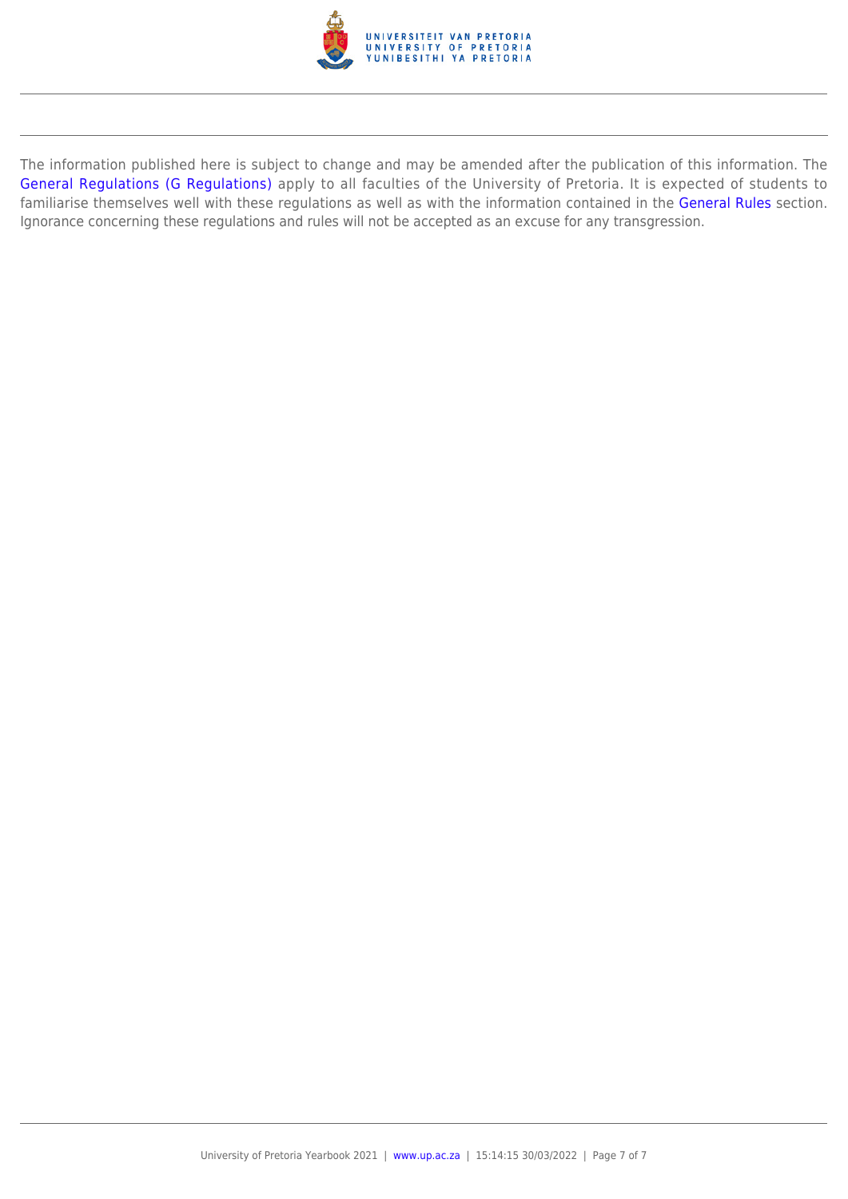The information published here is subject to change and may be amended after the publication of this information. The General Regulations (G Regulations) apply to all faculties of the University of Pretoria. It is expected of students to familiarise themselves well with these regulations as well as with the information contained in the General Rules section. Ignorance concerning these regulations and rules will not be accepted as an excuse for any transgression.